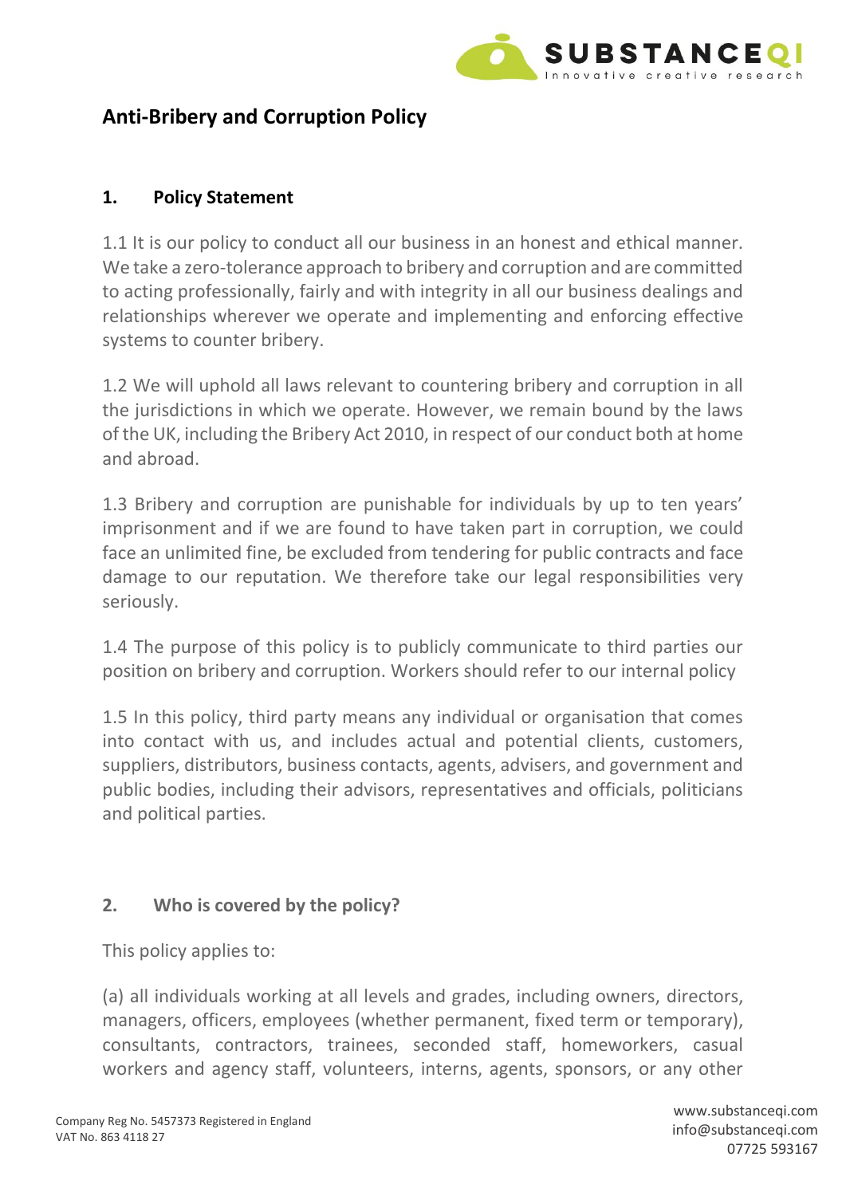# Anti-Bribery and Corruption Policy

## 1. Policy Statement

1.1 It is our policy to conduct all our business in an honest and ethical manner. We take a zero-tolerance approach to bribery and corruption and are committed to acting professionally, fairly and with integrity in all our business dealings and relationships wherever we operate and implementing and enforcing effective systems to counter bribery.

1.2 We will uphold all laws relevant to countering bribery and corruption in all the jurisdictions in which we operate. However, we remain bound by the laws of the UK, including the Bribery Act 2010, in respect of our conduct both at home and abroad.

1.3 Bribery and corruption are punishable for individuals by up to ten years' imprisonment and if we are found to have taken part in corruption, we could face an unlimited fine, be excluded from tendering for public contracts and face damage to our reputation. We therefore take our legal responsibilities very seriously.

1.4 The purpose of this policy is to publicly communicate to third parties our position on bribery and corruption. Workers should refer to our internal policy

1.5 In this policy, third party means any individual or organisation that comes into contact with us, and includes actual and potential clients, customers, suppliers, distributors, business contacts, agents, advisers, and government and public bodies, including their advisors, representatives and officials, politicians and political parties.

## 2. Who is covered by the policy?

This policy applies to:

(a) all individuals working at all levels and grades, including owners, directors, managers, officers, employees (whether permanent, fixed term or temporary), consultants, contractors, trainees, seconded staff, homeworkers, casual workers and agency staff, volunteers, interns, agents, sponsors, or any other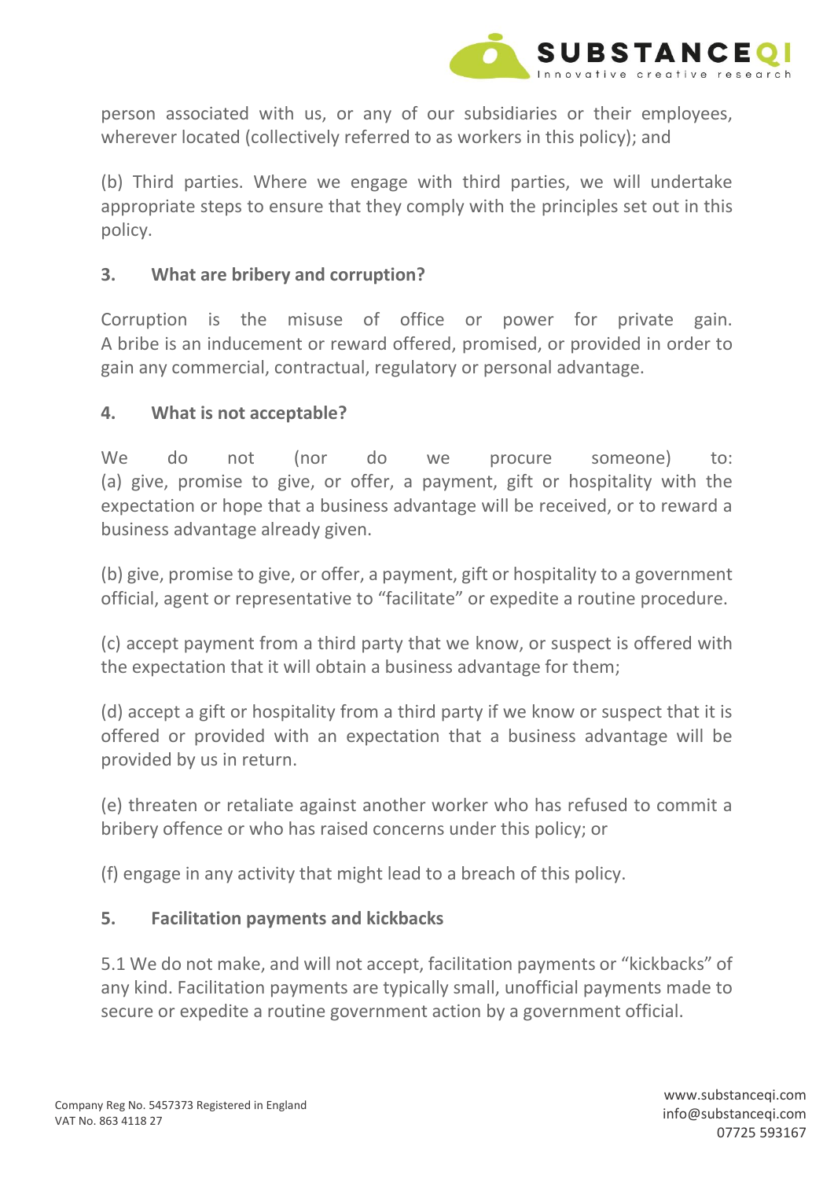person associated with us, or any of our subsidiaries or their employees, wherever located (collectively referred to as workers in this policy); and

(b) Third parties. Where we engage with third parties, we will undertake appropriate steps to ensure that they comply with the principles set out in this policy.

## 3. What are bribery and corruption?

Corruption is the misuse of office or power for private gain. A bribe is an inducement or reward offered, promised, or provided in order to gain any commercial, contractual, regulatory or personal advantage.

## 4. What is not acceptable?

We do not (nor do we procure someone) to:
(a) give, promise to give, or offer, a payment, gift or hospitality with the expectation or hope that a business advantage will be received, or to reward a business advantage already given.

(b) give, promise to give, or offer, a payment, gift or hospitality to a government official, agent or representative to "facilitate" or expedite a routine procedure.

(c) accept payment from a third party that we know, or suspect is offered with the expectation that it will obtain a business advantage for them;

(d) accept a gift or hospitality from a third party if we know or suspect that it is offered or provided with an expectation that a business advantage will be provided by us in return.

(e) threaten or retaliate against another worker who has refused to commit a bribery offence or who has raised concerns under this policy; or

(f) engage in any activity that might lead to a breach of this policy.

## 5. Facilitation payments and kickbacks

5.1 We do not make, and will not accept, facilitation payments or "kickbacks" of any kind. Facilitation payments are typically small, unofficial payments made to secure or expedite a routine government action by a government official.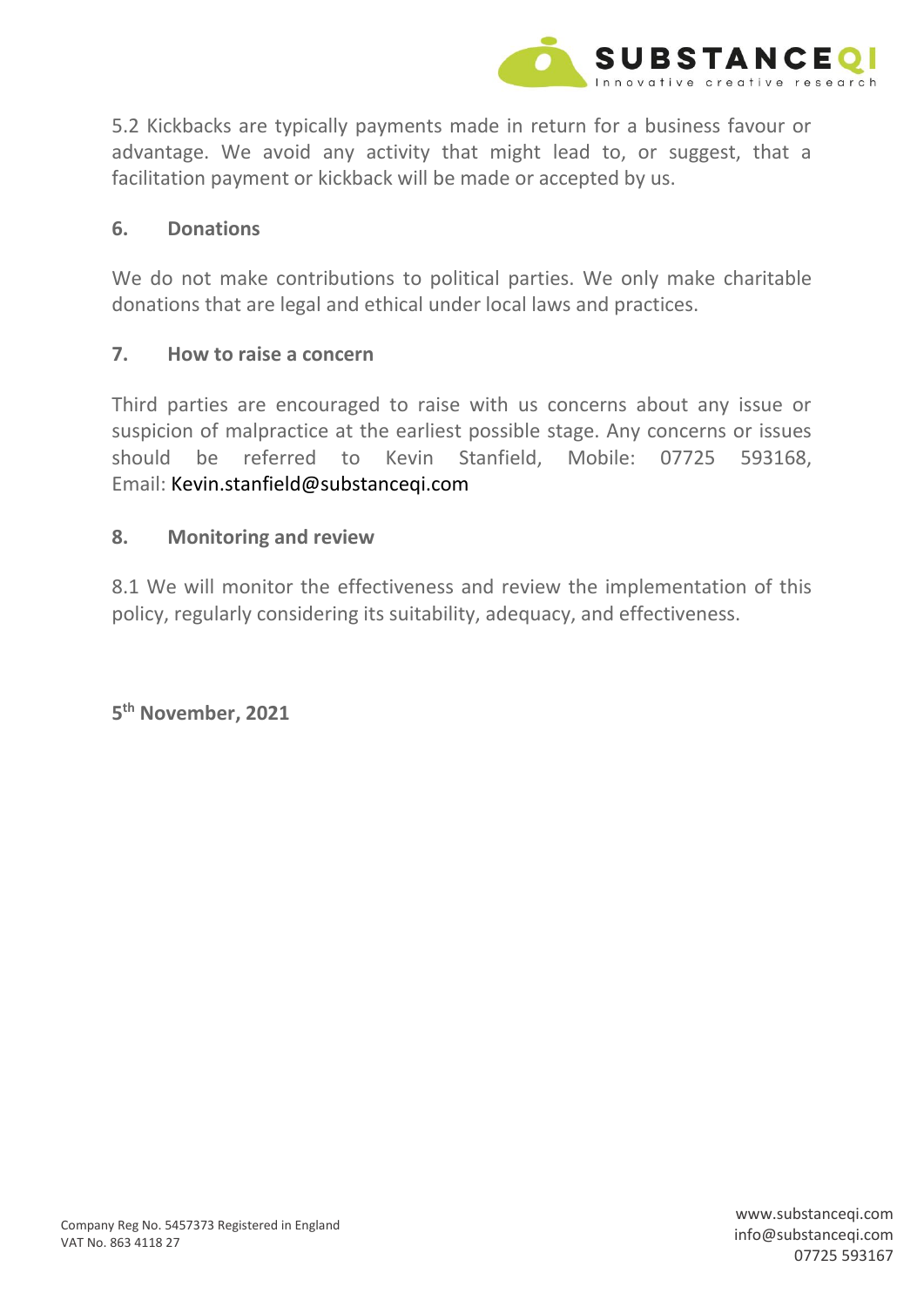5.2 Kickbacks are typically payments made in return for a business favour or advantage. We avoid any activity that might lead to, or suggest, that a facilitation payment or kickback will be made or accepted by us.

## 6. Donations

We do not make contributions to political parties. We only make charitable donations that are legal and ethical under local laws and practices.

## 7. How to raise a concern

Third parties are encouraged to raise with us concerns about any issue or suspicion of malpractice at the earliest possible stage. Any concerns or issues should be referred to Kevin Stanfield, Mobile: 07725 593168, Email: Kevin.stanfield@substanceqi.com

## 8. Monitoring and review

8.1 We will monitor the effectiveness and review the implementation of this policy, regularly considering its suitability, adequacy, and effectiveness.

**5th November, 2021**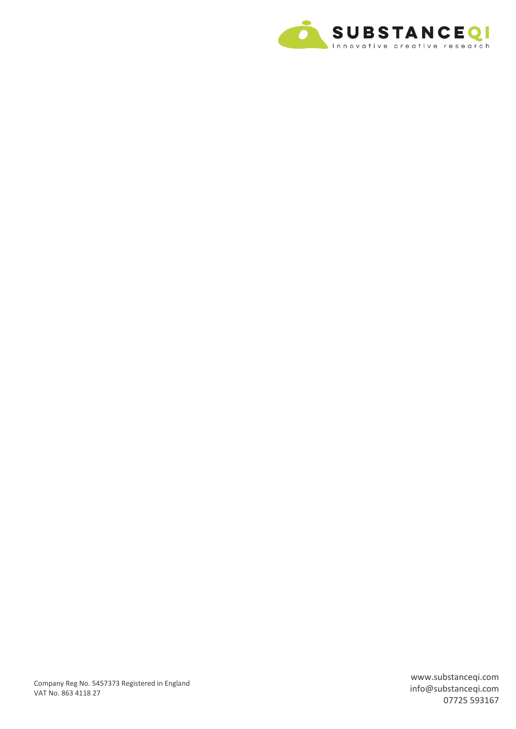SUBSTANCEQI
Innovative creative research

Company Reg No. 5457373 Registered in England
VAT No. 863 4118 27

www.substanceqi.com
info@substanceqi.com
07725 593167